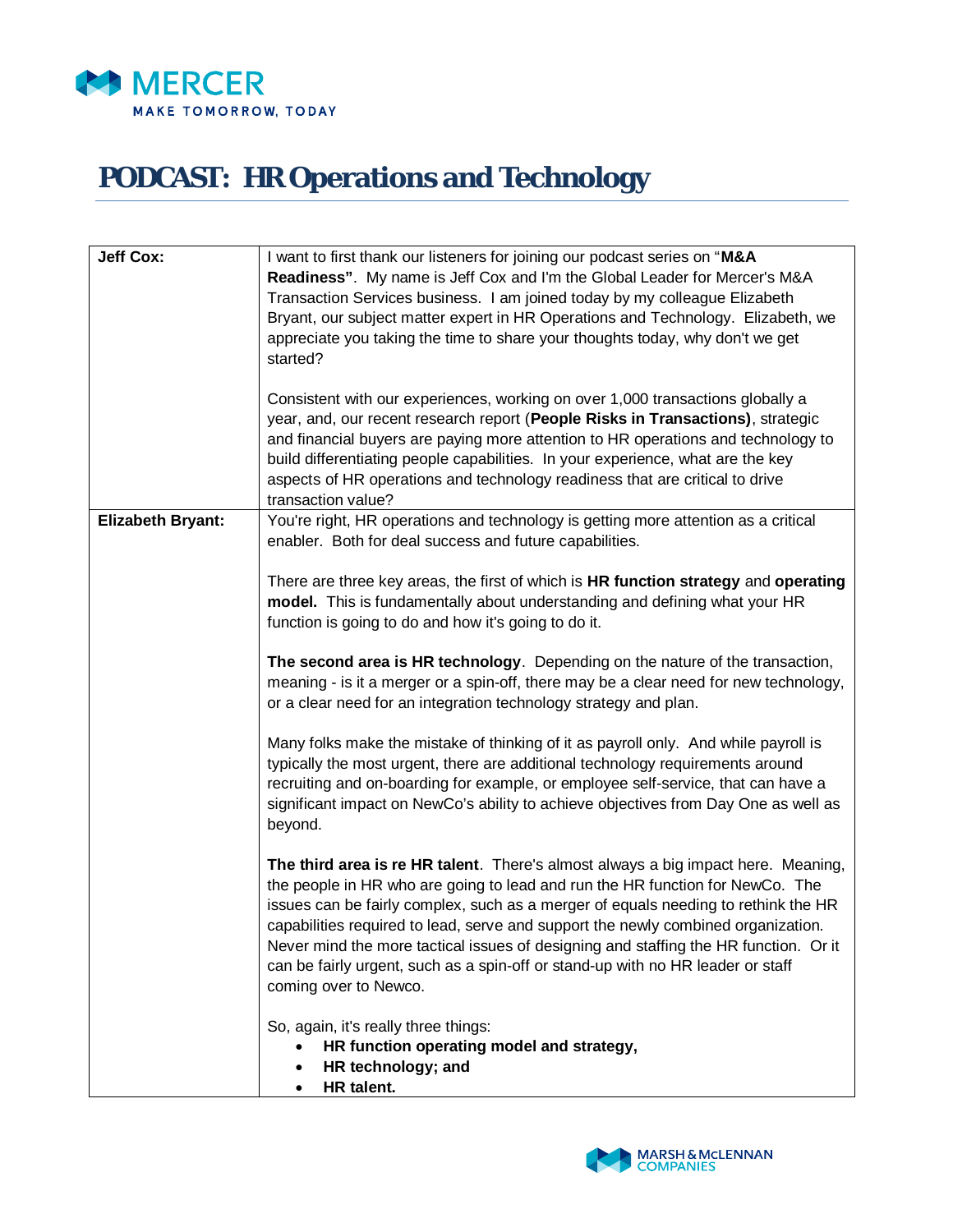# PODCAST: HR Operations and Technology

| | |
|---|---|
| **Jeff Cox:** | I want to first thank our listeners for joining our podcast series on "**M&A Readiness"**. My name is Jeff Cox and I'm the Global Leader for Mercer's M&A Transaction Services business. I am joined today by my colleague Elizabeth Bryant, our subject matter expert in HR Operations and Technology. Elizabeth, we appreciate you taking the time to share your thoughts today, why don't we get started?<br><br>Consistent with our experiences, working on over 1,000 transactions globally a year, and, our recent research report (**People Risks in Transactions)**, strategic and financial buyers are paying more attention to HR operations and technology to build differentiating people capabilities. In your experience, what are the key aspects of HR operations and technology readiness that are critical to drive transaction value? |
| **Elizabeth Bryant:** | You're right, HR operations and technology is getting more attention as a critical enabler. Both for deal success and future capabilities.<br><br>There are three key areas, the first of which is **HR function strategy** and **operating model.** This is fundamentally about understanding and defining what your HR function is going to do and how it's going to do it.<br><br>**The second area is HR technology**. Depending on the nature of the transaction, meaning - is it a merger or a spin-off, there may be a clear need for new technology, or a clear need for an integration technology strategy and plan.<br><br>Many folks make the mistake of thinking of it as payroll only. And while payroll is typically the most urgent, there are additional technology requirements around recruiting and on-boarding for example, or employee self-service, that can have a significant impact on NewCo's ability to achieve objectives from Day One as well as beyond.<br><br>**The third area is re HR talent**. There's almost always a big impact here. Meaning, the people in HR who are going to lead and run the HR function for NewCo. The issues can be fairly complex, such as a merger of equals needing to rethink the HR capabilities required to lead, serve and support the newly combined organization. Never mind the more tactical issues of designing and staffing the HR function. Or it can be fairly urgent, such as a spin-off or stand-up with no HR leader or staff coming over to Newco.<br><br>So, again, it's really three things:<br>• **HR function operating model and strategy,**<br>• **HR technology; and**<br>• **HR talent.** |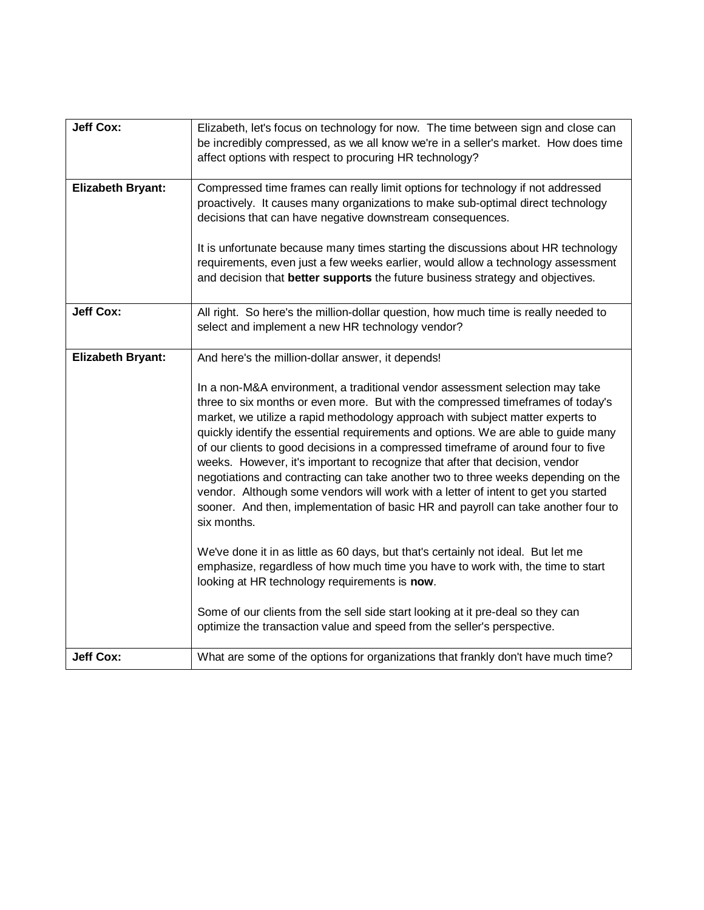| | |
|---|---|
| **Jeff Cox:** | Elizabeth, let's focus on technology for now. The time between sign and close can be incredibly compressed, as we all know we're in a seller's market. How does time affect options with respect to procuring HR technology? |
| **Elizabeth Bryant:** | Compressed time frames can really limit options for technology if not addressed proactively. It causes many organizations to make sub-optimal direct technology decisions that can have negative downstream consequences.<br><br>It is unfortunate because many times starting the discussions about HR technology requirements, even just a few weeks earlier, would allow a technology assessment and decision that **better supports** the future business strategy and objectives. |
| **Jeff Cox:** | All right. So here's the million-dollar question, how much time is really needed to select and implement a new HR technology vendor? |
| **Elizabeth Bryant:** | And here's the million-dollar answer, it depends!<br><br>In a non-M&A environment, a traditional vendor assessment selection may take three to six months or even more. But with the compressed timeframes of today's market, we utilize a rapid methodology approach with subject matter experts to quickly identify the essential requirements and options. We are able to guide many of our clients to good decisions in a compressed timeframe of around four to five weeks. However, it's important to recognize that after that decision, vendor negotiations and contracting can take another two to three weeks depending on the vendor. Although some vendors will work with a letter of intent to get you started sooner. And then, implementation of basic HR and payroll can take another four to six months.<br><br>We've done it in as little as 60 days, but that's certainly not ideal. But let me emphasize, regardless of how much time you have to work with, the time to start looking at HR technology requirements is **now**.<br><br>Some of our clients from the sell side start looking at it pre-deal so they can optimize the transaction value and speed from the seller's perspective. |
| **Jeff Cox:** | What are some of the options for organizations that frankly don't have much time? |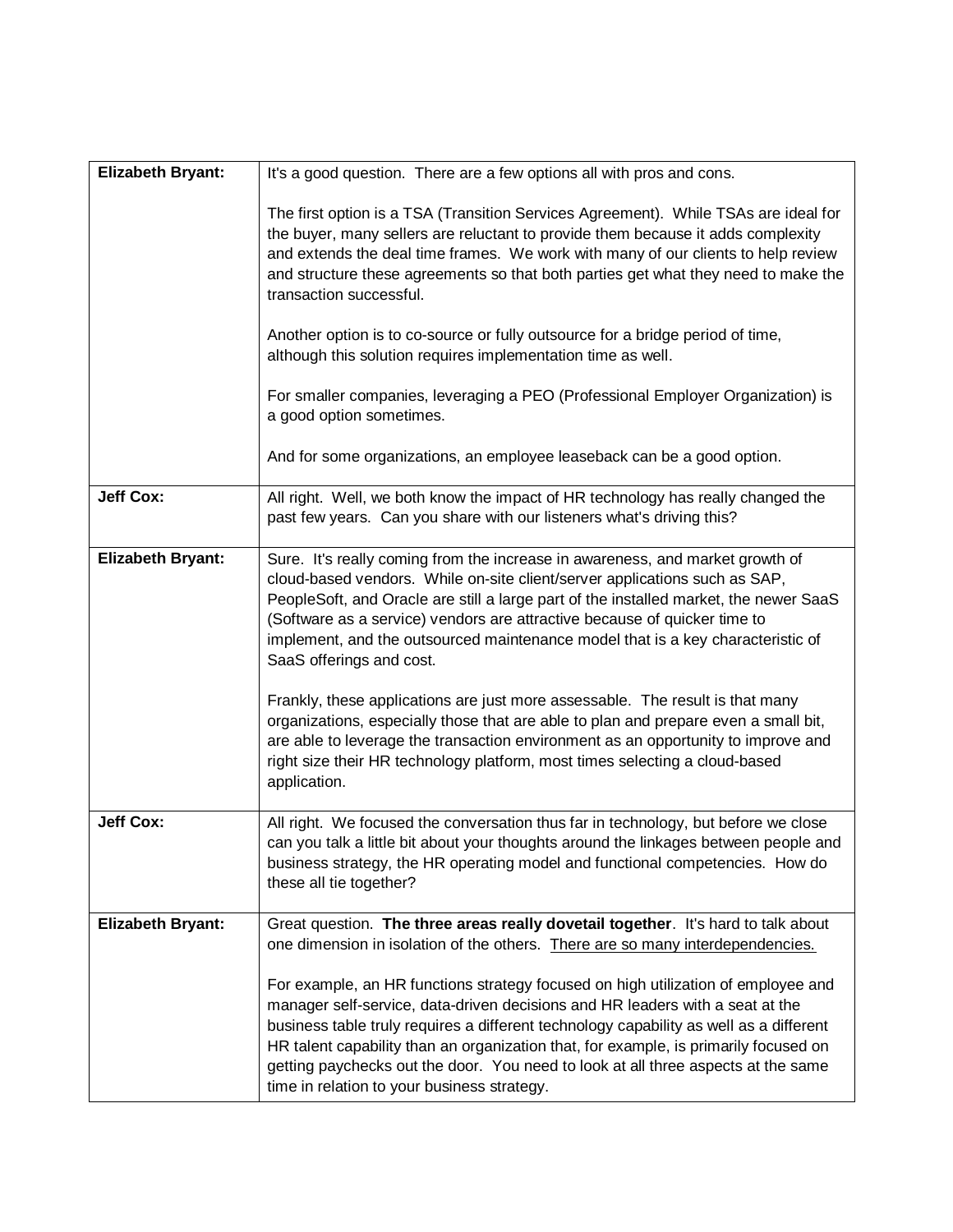| **Elizabeth Bryant:** | It's a good question. There are a few options all with pros and cons.<br><br>The first option is a TSA (Transition Services Agreement). While TSAs are ideal for the buyer, many sellers are reluctant to provide them because it adds complexity and extends the deal time frames. We work with many of our clients to help review and structure these agreements so that both parties get what they need to make the transaction successful.<br><br>Another option is to co-source or fully outsource for a bridge period of time, although this solution requires implementation time as well.<br><br>For smaller companies, leveraging a PEO (Professional Employer Organization) is a good option sometimes.<br><br>And for some organizations, an employee leaseback can be a good option. |
|---|---|
| **Jeff Cox:** | All right. Well, we both know the impact of HR technology has really changed the past few years. Can you share with our listeners what's driving this? |
| **Elizabeth Bryant:** | Sure. It's really coming from the increase in awareness, and market growth of cloud-based vendors. While on-site client/server applications such as SAP, PeopleSoft, and Oracle are still a large part of the installed market, the newer SaaS (Software as a service) vendors are attractive because of quicker time to implement, and the outsourced maintenance model that is a key characteristic of SaaS offerings and cost.<br><br>Frankly, these applications are just more assessable. The result is that many organizations, especially those that are able to plan and prepare even a small bit, are able to leverage the transaction environment as an opportunity to improve and right size their HR technology platform, most times selecting a cloud-based application. |
| **Jeff Cox:** | All right. We focused the conversation thus far in technology, but before we close can you talk a little bit about your thoughts around the linkages between people and business strategy, the HR operating model and functional competencies. How do these all tie together? |
| **Elizabeth Bryant:** | Great question. **The three areas really dovetail together**. It's hard to talk about one dimension in isolation of the others. <u>There are so many interdependencies.</u><br><br>For example, an HR functions strategy focused on high utilization of employee and manager self-service, data-driven decisions and HR leaders with a seat at the business table truly requires a different technology capability as well as a different HR talent capability than an organization that, for example, is primarily focused on getting paychecks out the door. You need to look at all three aspects at the same time in relation to your business strategy. |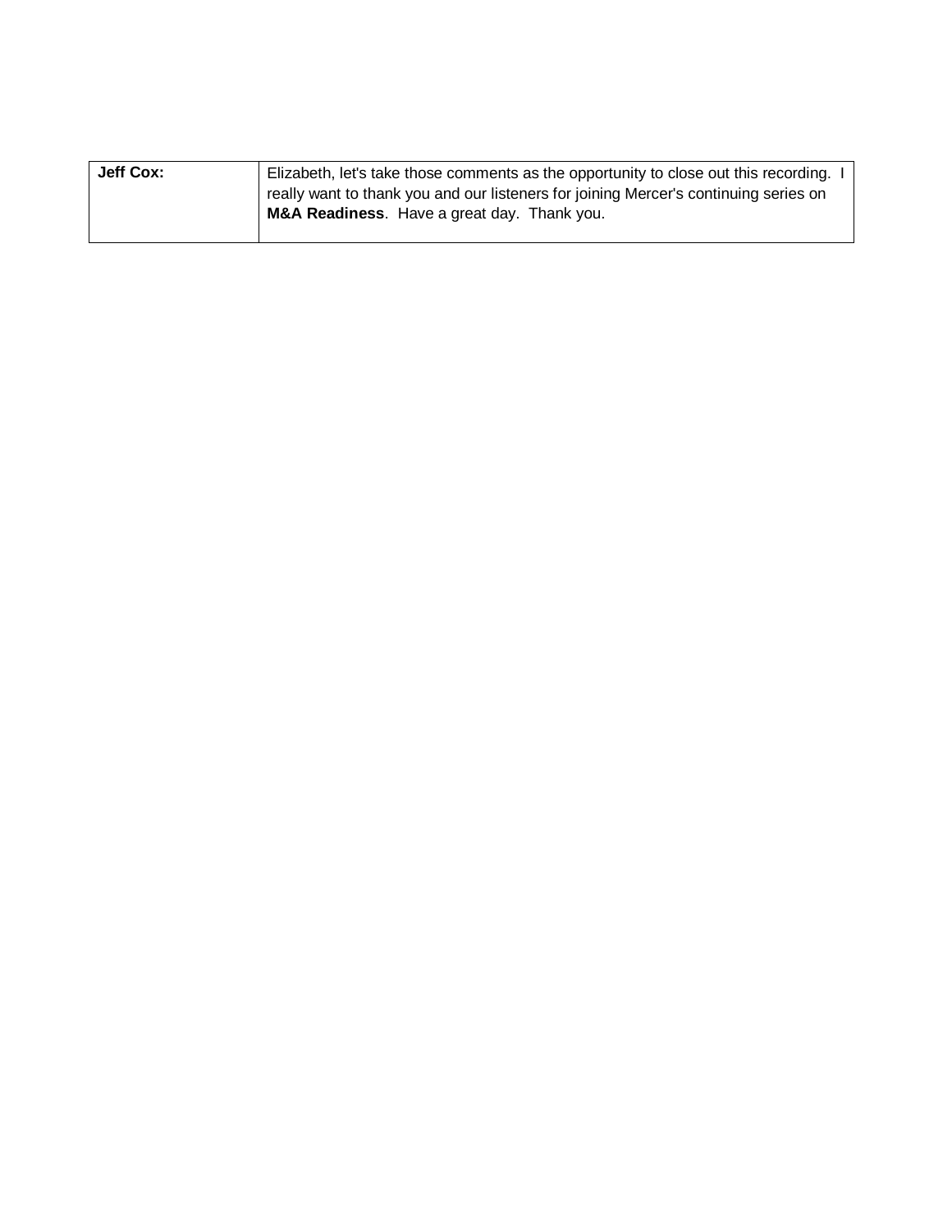| | |
|---|---|
| **Jeff Cox:** | Elizabeth, let's take those comments as the opportunity to close out this recording. I really want to thank you and our listeners for joining Mercer's continuing series on **M&A Readiness**. Have a great day. Thank you. |